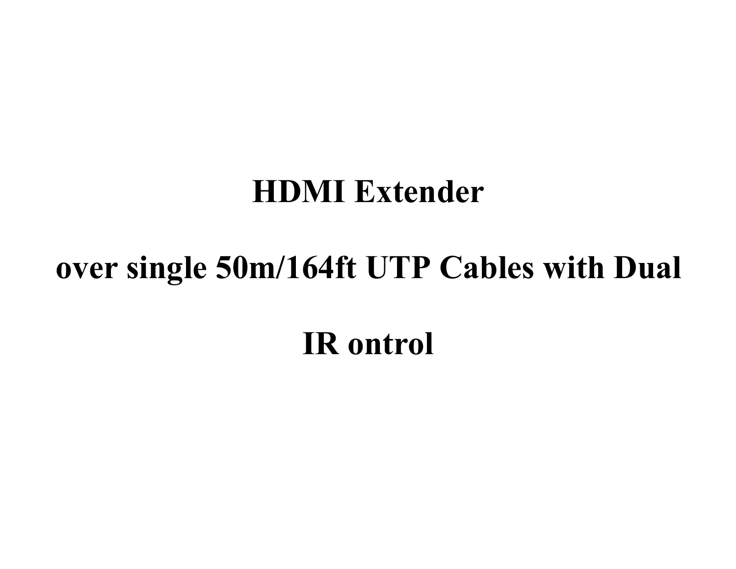# HDMI Extender

# over single 50m/164ft UTP Cables with Dual

# IR ontrol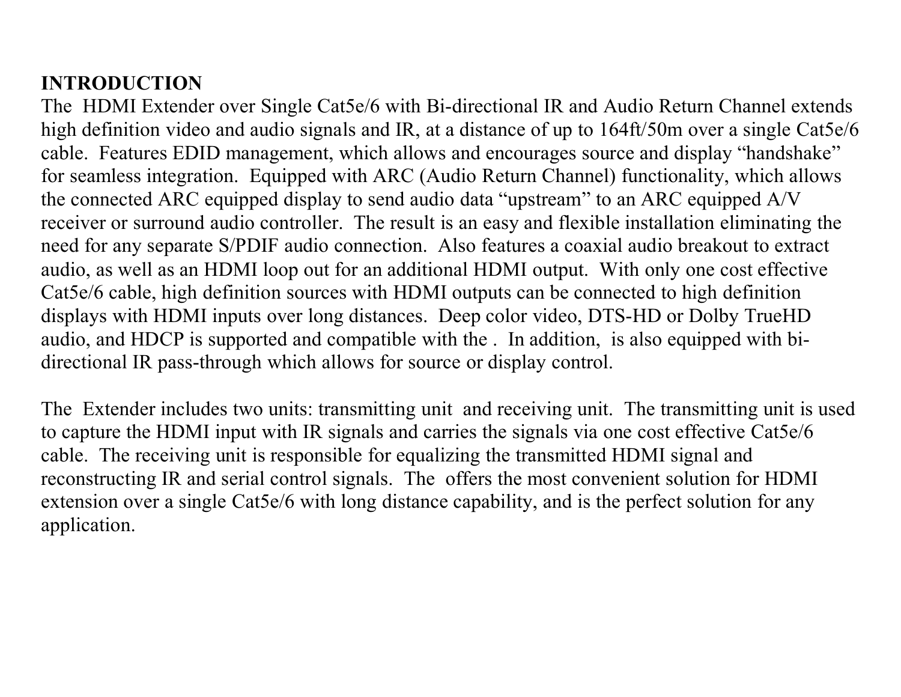**INTRODUCTION**

The HDMI Extender over Single Cat5e/6 with Bi-directional IR and Audio Return Channel extends high definition video and audio signals and IR, at a distance of up to 164ft/50m over a single Cat5e/6 cable. Features EDID management, which allows and encourages source and display "handshake" for seamless integration. Equipped with ARC (Audio Return Channel) functionality, which allows the connected ARC equipped display to send audio data "upstream" to an ARC equipped A/V receiver or surround audio controller. The result is an easy and flexible installation eliminating the need for any separate S/PDIF audio connection. Also features a coaxial audio breakout to extract audio, as well as an HDMI loop out for an additional HDMI output. With only one cost effective Cat5e/6 cable, high definition sources with HDMI outputs can be connected to high definition displays with HDMI inputs over long distances. Deep color video, DTS-HD or Dolby TrueHD audio, and HDCP is supported and compatible with the . In addition, is also equipped with bi-directional IR pass-through which allows for source or display control.

The Extender includes two units: transmitting unit and receiving unit. The transmitting unit is used to capture the HDMI input with IR signals and carries the signals via one cost effective Cat5e/6 cable. The receiving unit is responsible for equalizing the transmitted HDMI signal and reconstructing IR and serial control signals. The offers the most convenient solution for HDMI extension over a single Cat5e/6 with long distance capability, and is the perfect solution for any application.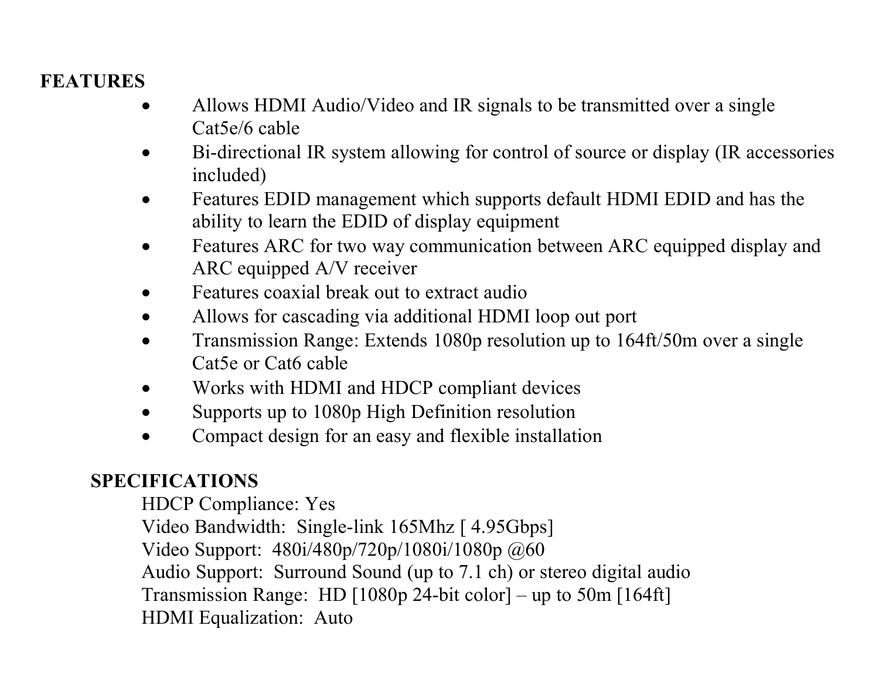## FEATURES

- Allows HDMI Audio/Video and IR signals to be transmitted over a single Cat5e/6 cable
- Bi-directional IR system allowing for control of source or display (IR accessories included)
- Features EDID management which supports default HDMI EDID and has the ability to learn the EDID of display equipment
- Features ARC for two way communication between ARC equipped display and ARC equipped A/V receiver
- Features coaxial break out to extract audio
- Allows for cascading via additional HDMI loop out port
- Transmission Range: Extends 1080p resolution up to 164ft/50m over a single Cat5e or Cat6 cable
- Works with HDMI and HDCP compliant devices
- Supports up to 1080p High Definition resolution
- Compact design for an easy and flexible installation

## SPECIFICATIONS

HDCP Compliance: Yes
Video Bandwidth: Single-link 165Mhz [ 4.95Gbps]
Video Support: 480i/480p/720p/1080i/1080p @60
Audio Support: Surround Sound (up to 7.1 ch) or stereo digital audio
Transmission Range: HD [1080p 24-bit color] – up to 50m [164ft]
HDMI Equalization: Auto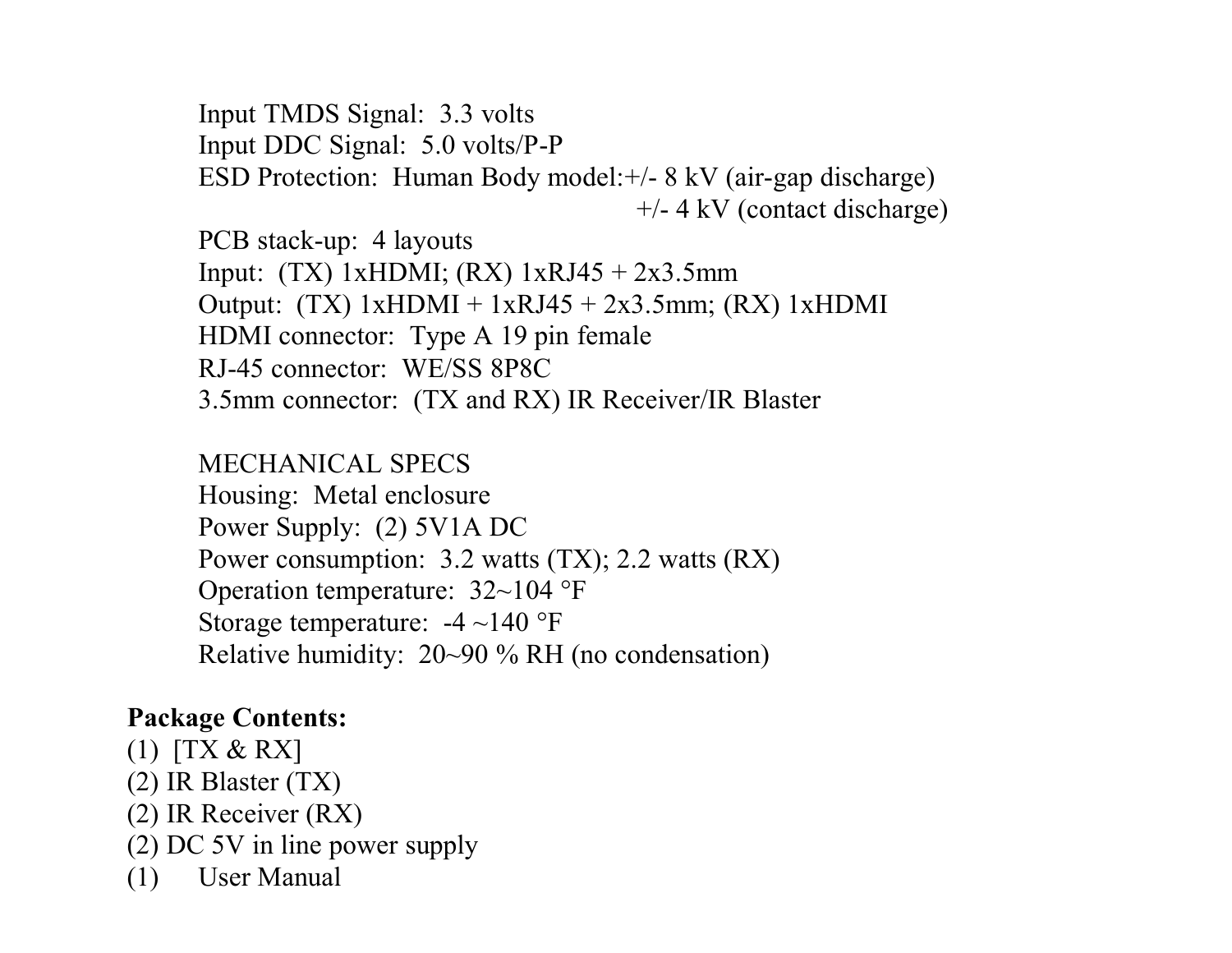Input TMDS Signal: 3.3 volts
Input DDC Signal: 5.0 volts/P-P
ESD Protection: Human Body model:+/- 8 kV (air-gap discharge)
+/- 4 kV (contact discharge)
PCB stack-up: 4 layouts
Input: (TX) 1xHDMI; (RX) 1xRJ45 + 2x3.5mm
Output: (TX) 1xHDMI + 1xRJ45 + 2x3.5mm; (RX) 1xHDMI
HDMI connector: Type A 19 pin female
RJ-45 connector: WE/SS 8P8C
3.5mm connector: (TX and RX) IR Receiver/IR Blaster

MECHANICAL SPECS
Housing: Metal enclosure
Power Supply: (2) 5V1A DC
Power consumption: 3.2 watts (TX); 2.2 watts (RX)
Operation temperature: 32~104 °F
Storage temperature: -4 ~140 °F
Relative humidity: 20~90 % RH (no condensation)

**Package Contents:**

(1) [TX & RX]
(2) IR Blaster (TX)
(2) IR Receiver (RX)
(2) DC 5V in line power supply
(1) User Manual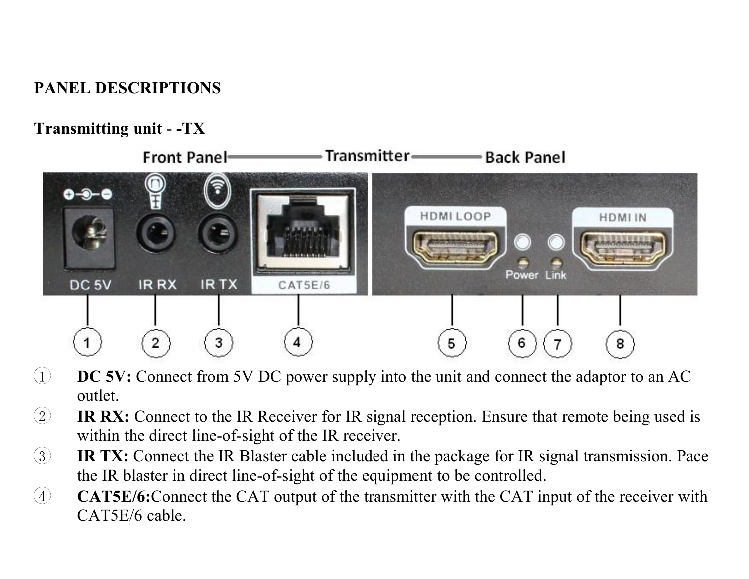**PANEL DESCRIPTIONS**

**Transmitting unit - -TX**

① **DC 5V:** Connect from 5V DC power supply into the unit and connect the adaptor to an AC outlet.

② **IR RX:** Connect to the IR Receiver for IR signal reception. Ensure that remote being used is within the direct line-of-sight of the IR receiver.

③ **IR TX:** Connect the IR Blaster cable included in the package for IR signal transmission. Pace the IR blaster in direct line-of-sight of the equipment to be controlled.

④ **CAT5E/6:**Connect the CAT output of the transmitter with the CAT input of the receiver with CAT5E/6 cable.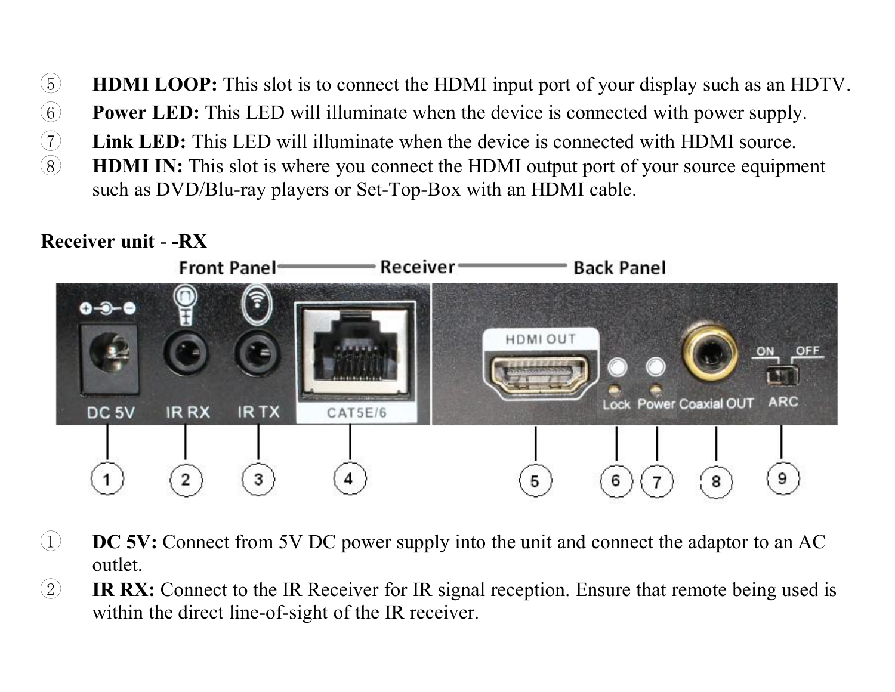⑤ **HDMI LOOP:** This slot is to connect the HDMI input port of your display such as an HDTV.

⑥ **Power LED:** This LED will illuminate when the device is connected with power supply.

⑦ **Link LED:** This LED will illuminate when the device is connected with HDMI source.

⑧ **HDMI IN:** This slot is where you connect the HDMI output port of your source equipment such as DVD/Blu-ray players or Set-Top-Box with an HDMI cable.

**Receiver unit - -RX**

① **DC 5V:** Connect from 5V DC power supply into the unit and connect the adaptor to an AC outlet.

② **IR RX:** Connect to the IR Receiver for IR signal reception. Ensure that remote being used is within the direct line-of-sight of the IR receiver.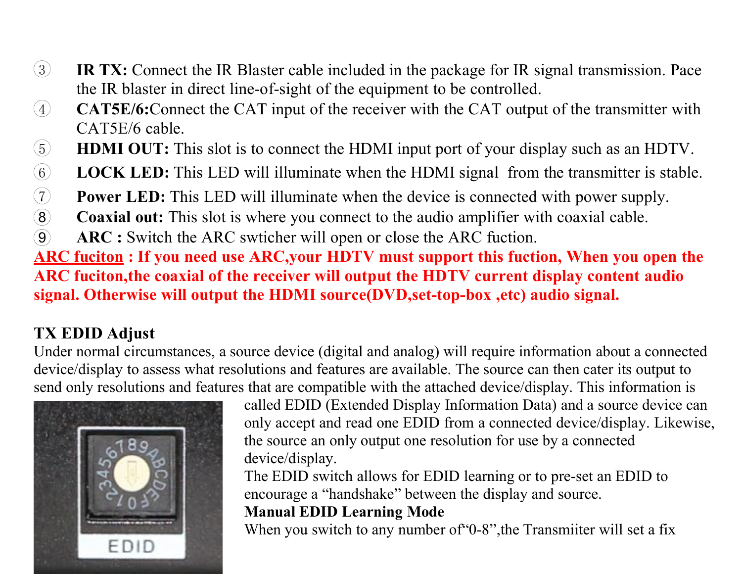③ **IR TX:** Connect the IR Blaster cable included in the package for IR signal transmission. Pace the IR blaster in direct line-of-sight of the equipment to be controlled.

④ **CAT5E/6:**Connect the CAT input of the receiver with the CAT output of the transmitter with CAT5E/6 cable.

⑤ **HDMI OUT:** This slot is to connect the HDMI input port of your display such as an HDTV.

⑥ **LOCK LED:** This LED will illuminate when the HDMI signal from the transmitter is stable.

⑦ **Power LED:** This LED will illuminate when the device is connected with power supply.

⑧ **Coaxial out:** This slot is where you connect to the audio amplifier with coaxial cable.

⑨ **ARC :** Switch the ARC swticher will open or close the ARC fuction.

**ARC fuciton : If you need use ARC,your HDTV must support this fuction, When you open the ARC fuciton,the coaxial of the receiver will output the HDTV current display content audio signal. Otherwise will output the HDMI source(DVD,set-top-box ,etc) audio signal.**

**TX EDID Adjust**

Under normal circumstances, a source device (digital and analog) will require information about a connected device/display to assess what resolutions and features are available. The source can then cater its output to send only resolutions and features that are compatible with the attached device/display. This information is called EDID (Extended Display Information Data) and a source device can only accept and read one EDID from a connected device/display. Likewise, the source an only output one resolution for use by a connected device/display.

The EDID switch allows for EDID learning or to pre-set an EDID to encourage a "handshake" between the display and source.

**Manual EDID Learning Mode**

When you switch to any number of"0-8",the Transmiiter will set a fix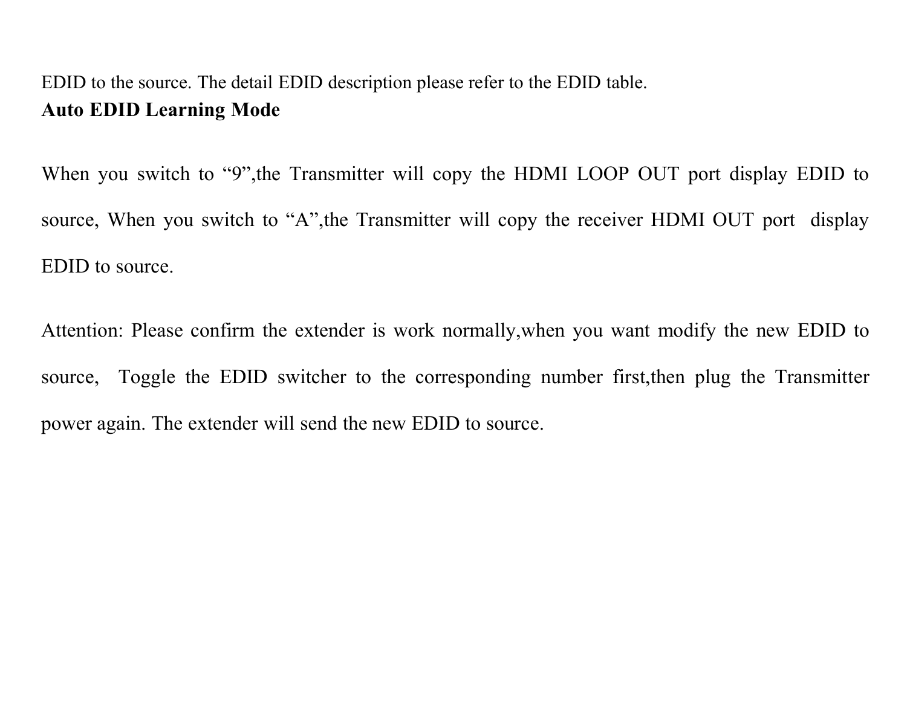EDID to the source. The detail EDID description please refer to the EDID table.

**Auto EDID Learning Mode**

When you switch to "9",the Transmitter will copy the HDMI LOOP OUT port display EDID to source, When you switch to "A",the Transmitter will copy the receiver HDMI OUT port display EDID to source.

Attention: Please confirm the extender is work normally,when you want modify the new EDID to source, Toggle the EDID switcher to the corresponding number first,then plug the Transmitter power again. The extender will send the new EDID to source.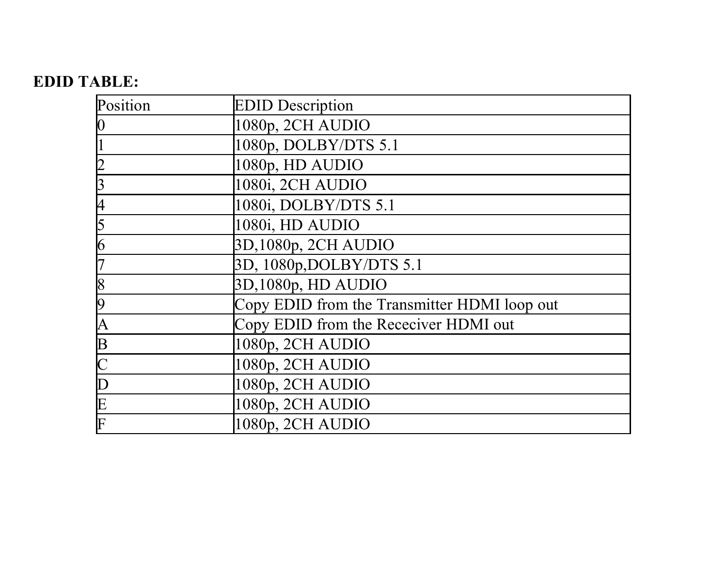**EDID TABLE:**

| Position | EDID Description |
|---|---|
| 0 | 1080p, 2CH AUDIO |
| 1 | 1080p, DOLBY/DTS 5.1 |
| 2 | 1080p, HD AUDIO |
| 3 | 1080i, 2CH AUDIO |
| 4 | 1080i, DOLBY/DTS 5.1 |
| 5 | 1080i, HD AUDIO |
| 6 | 3D,1080p, 2CH AUDIO |
| 7 | 3D, 1080p,DOLBY/DTS 5.1 |
| 8 | 3D,1080p, HD AUDIO |
| 9 | Copy EDID from the Transmitter HDMI loop out |
| A | Copy EDID from the Receciver HDMI out |
| B | 1080p, 2CH AUDIO |
| C | 1080p, 2CH AUDIO |
| D | 1080p, 2CH AUDIO |
| E | 1080p, 2CH AUDIO |
| F | 1080p, 2CH AUDIO |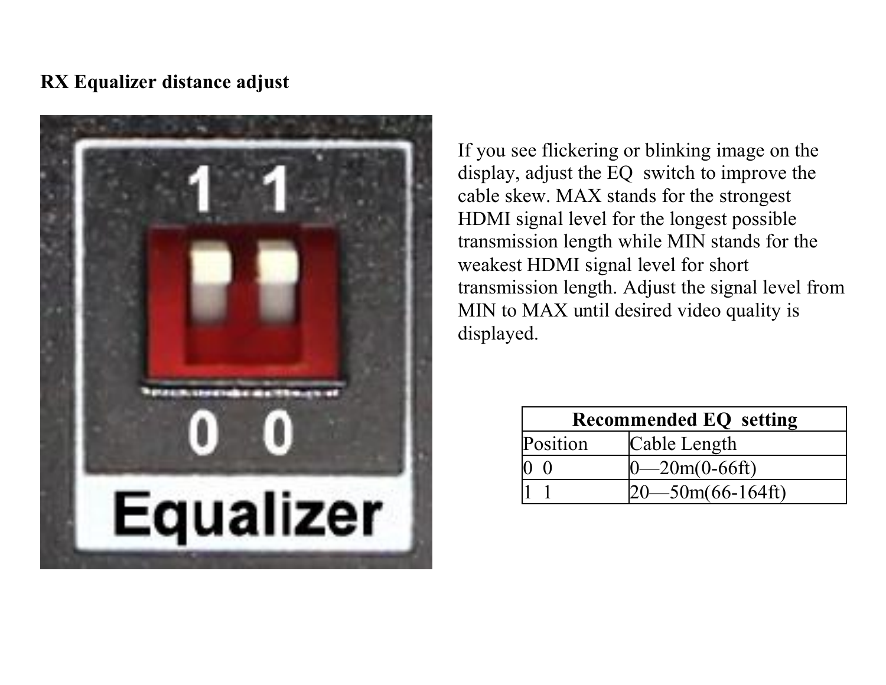**RX Equalizer distance adjust**

If you see flickering or blinking image on the display, adjust the EQ switch to improve the cable skew. MAX stands for the strongest HDMI signal level for the longest possible transmission length while MIN stands for the weakest HDMI signal level for short transmission length. Adjust the signal level from MIN to MAX until desired video quality is displayed.

| Recommended EQ setting | |
| --- | --- |
| Position | Cable Length |
| 0 0 | 0—20m(0-66ft) |
| 1 1 | 20—50m(66-164ft) |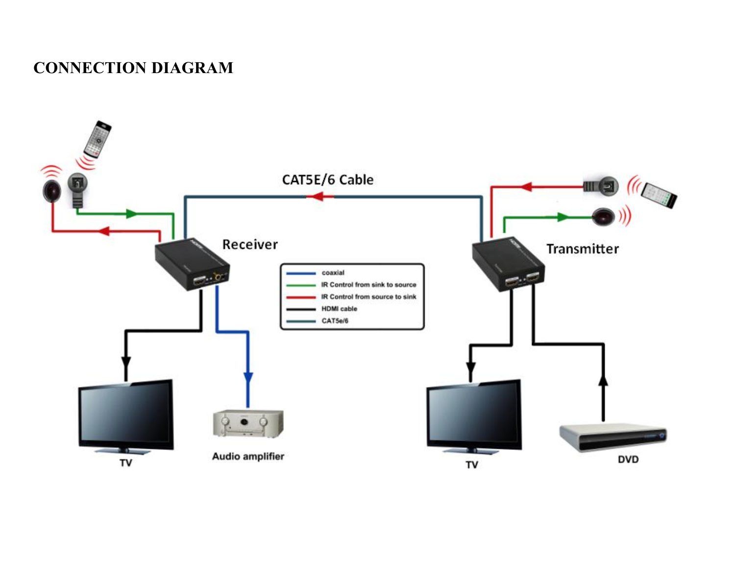# CONNECTION DIAGRAM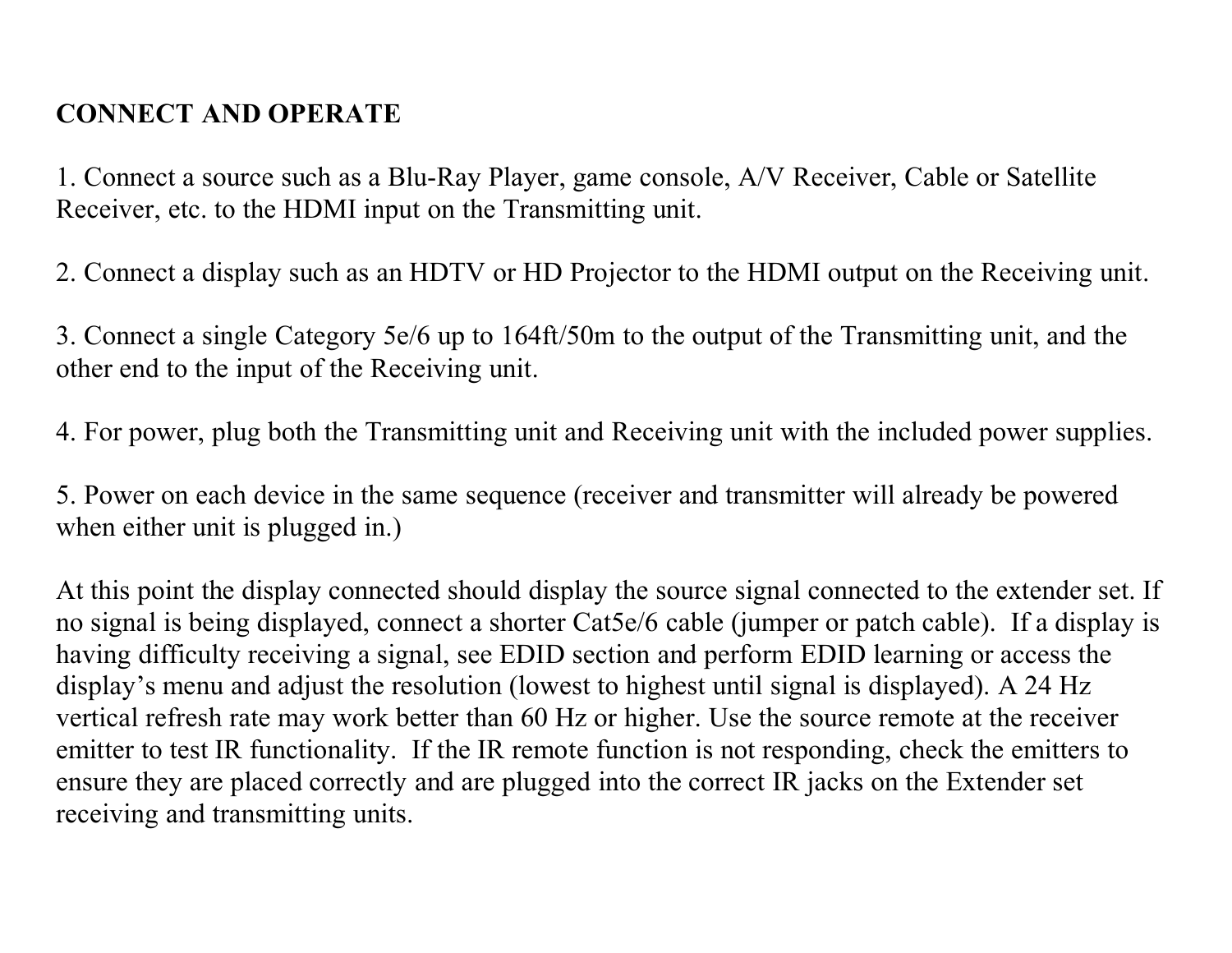**CONNECT AND OPERATE**

1. Connect a source such as a Blu-Ray Player, game console, A/V Receiver, Cable or Satellite Receiver, etc. to the HDMI input on the Transmitting unit.

2. Connect a display such as an HDTV or HD Projector to the HDMI output on the Receiving unit.

3. Connect a single Category 5e/6 up to 164ft/50m to the output of the Transmitting unit, and the other end to the input of the Receiving unit.

4. For power, plug both the Transmitting unit and Receiving unit with the included power supplies.

5. Power on each device in the same sequence (receiver and transmitter will already be powered when either unit is plugged in.)

At this point the display connected should display the source signal connected to the extender set. If no signal is being displayed, connect a shorter Cat5e/6 cable (jumper or patch cable). If a display is having difficulty receiving a signal, see EDID section and perform EDID learning or access the display's menu and adjust the resolution (lowest to highest until signal is displayed). A 24 Hz vertical refresh rate may work better than 60 Hz or higher. Use the source remote at the receiver emitter to test IR functionality. If the IR remote function is not responding, check the emitters to ensure they are placed correctly and are plugged into the correct IR jacks on the Extender set receiving and transmitting units.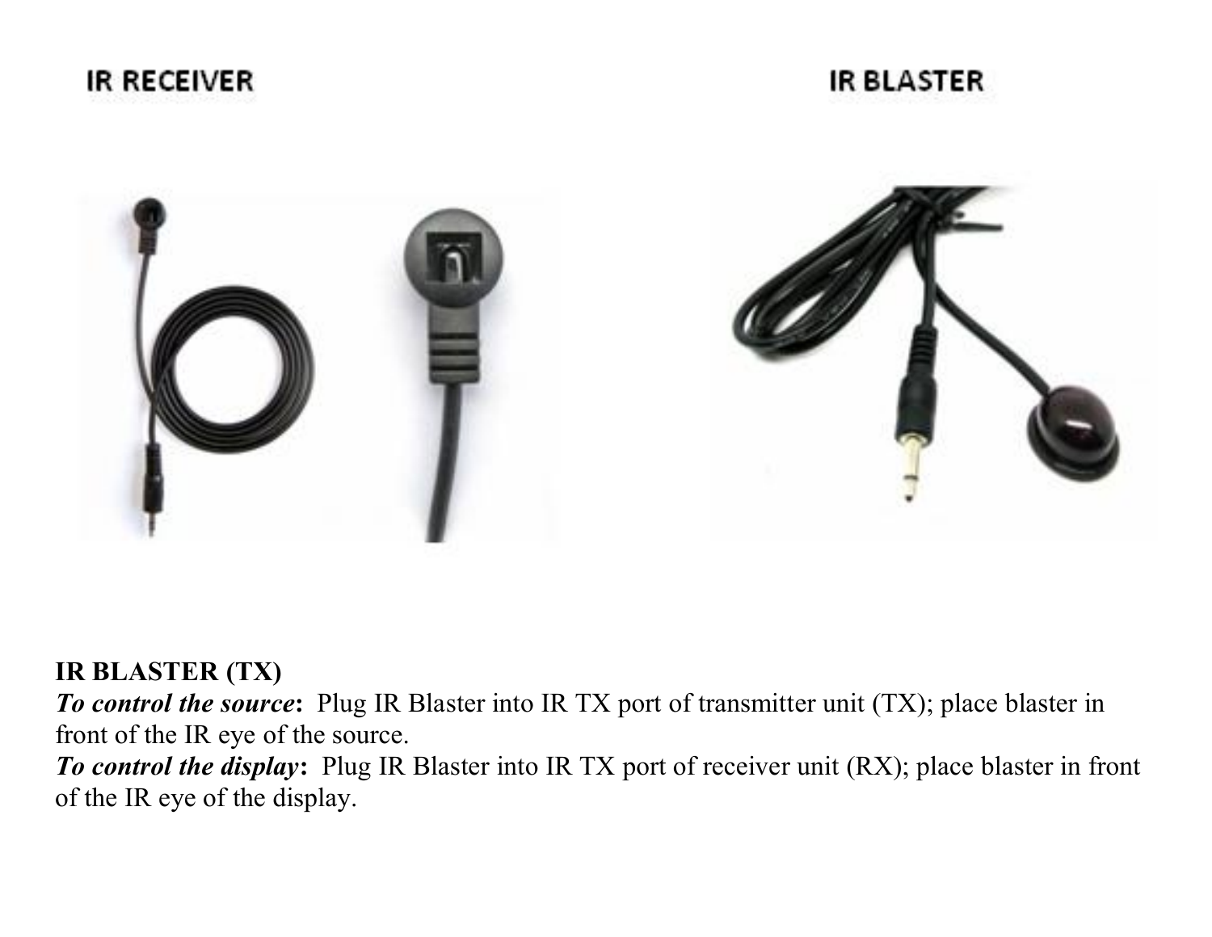IR RECEIVER

IR BLASTER

**IR BLASTER (TX)**

***To control the source*:** Plug IR Blaster into IR TX port of transmitter unit (TX); place blaster in front of the IR eye of the source.

***To control the display*:** Plug IR Blaster into IR TX port of receiver unit (RX); place blaster in front of the IR eye of the display.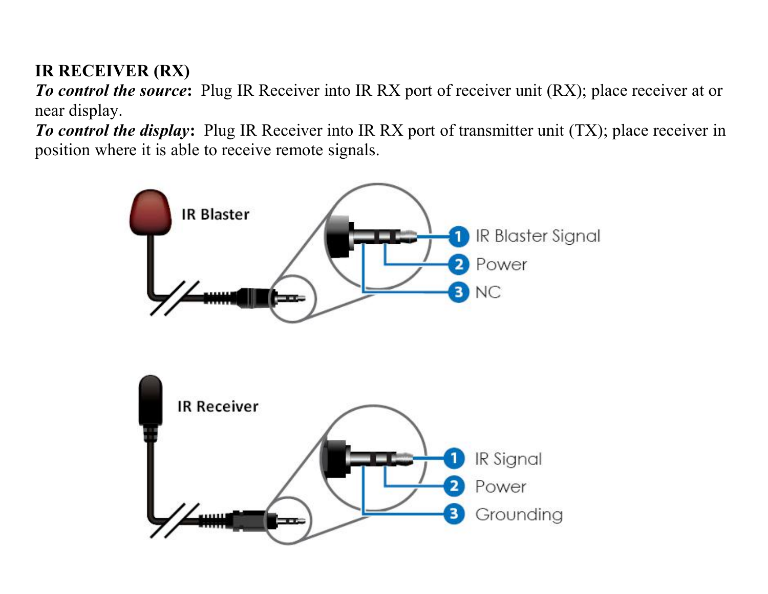**IR RECEIVER (RX)**

***To control the source*:** Plug IR Receiver into IR RX port of receiver unit (RX); place receiver at or near display.

***To control the display*:** Plug IR Receiver into IR RX port of transmitter unit (TX); place receiver in position where it is able to receive remote signals.

IR Blaster

1 IR Blaster Signal
2 Power
3 NC

IR Receiver

1 IR Signal
2 Power
3 Grounding